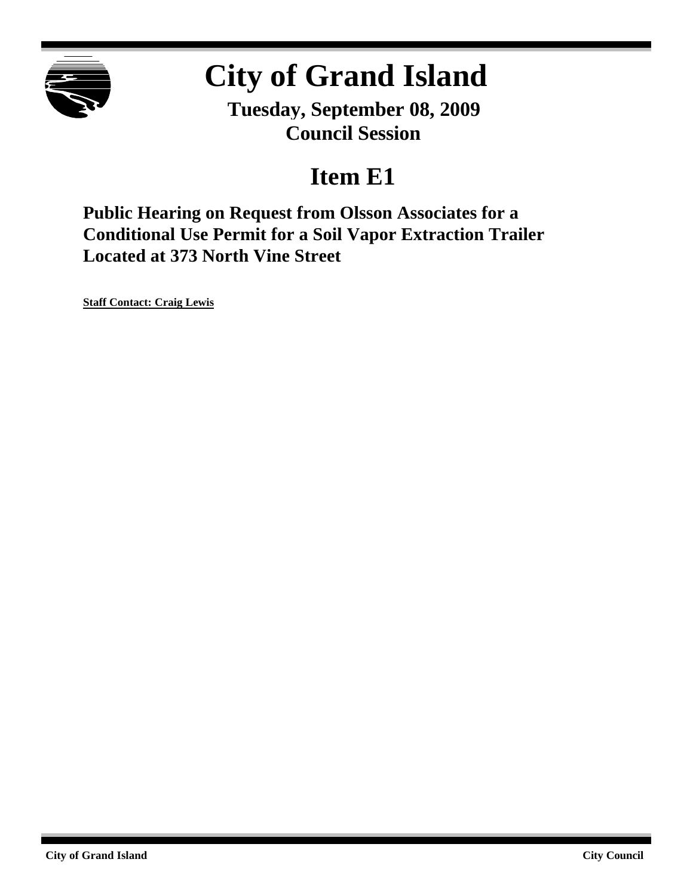# City of Grand Island

**Tuesday, September 08, 2009**
**Council Session**

## Item E1

### Public Hearing on Request from Olsson Associates for a Conditional Use Permit for a Soil Vapor Extraction Trailer Located at 373 North Vine Street

**Staff Contact: Craig Lewis**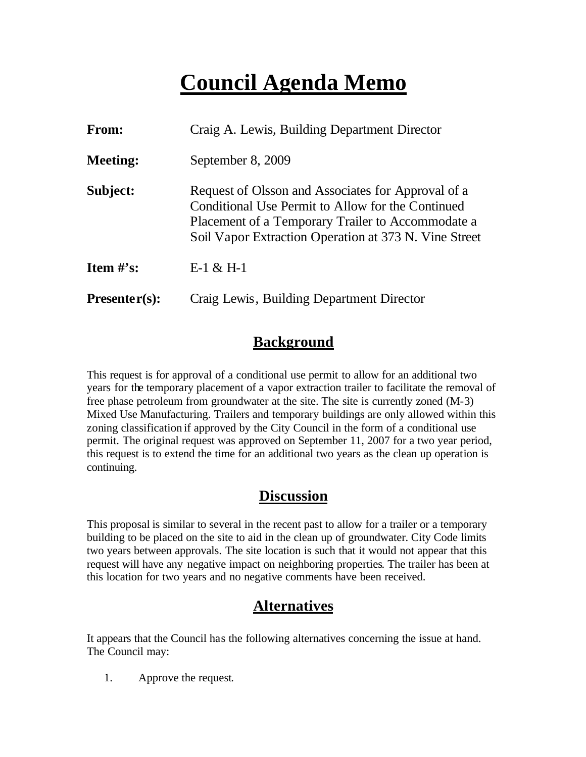# Council Agenda Memo

**From:** Craig A. Lewis, Building Department Director

**Meeting:** September 8, 2009

**Subject:** Request of Olsson and Associates for Approval of a Conditional Use Permit to Allow for the Continued Placement of a Temporary Trailer to Accommodate a Soil Vapor Extraction Operation at 373 N. Vine Street

**Item #'s:** E-1 & H-1

**Presenter(s):** Craig Lewis, Building Department Director

## Background

This request is for approval of a conditional use permit to allow for an additional two years for the temporary placement of a vapor extraction trailer to facilitate the removal of free phase petroleum from groundwater at the site. The site is currently zoned (M-3) Mixed Use Manufacturing. Trailers and temporary buildings are only allowed within this zoning classification if approved by the City Council in the form of a conditional use permit. The original request was approved on September 11, 2007 for a two year period, this request is to extend the time for an additional two years as the clean up operation is continuing.

## Discussion

This proposal is similar to several in the recent past to allow for a trailer or a temporary building to be placed on the site to aid in the clean up of groundwater. City Code limits two years between approvals. The site location is such that it would not appear that this request will have any negative impact on neighboring properties. The trailer has been at this location for two years and no negative comments have been received.

## Alternatives

It appears that the Council has the following alternatives concerning the issue at hand. The Council may:

1. Approve the request.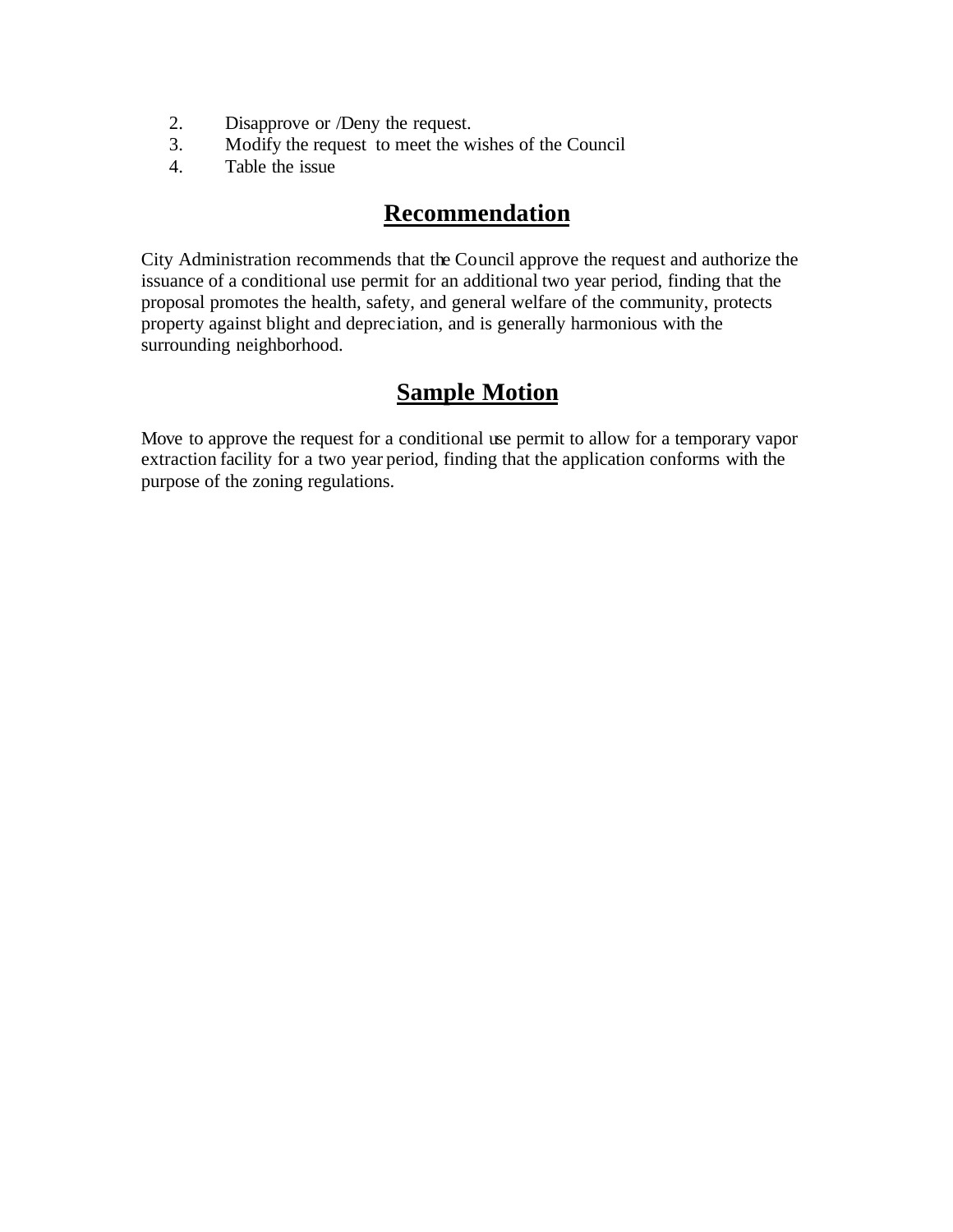2. Disapprove or /Deny the request.
3. Modify the request to meet the wishes of the Council
4. Table the issue

## Recommendation

City Administration recommends that the Council approve the request and authorize the issuance of a conditional use permit for an additional two year period, finding that the proposal promotes the health, safety, and general welfare of the community, protects property against blight and depreciation, and is generally harmonious with the surrounding neighborhood.

## Sample Motion

Move to approve the request for a conditional use permit to allow for a temporary vapor extraction facility for a two year period, finding that the application conforms with the purpose of the zoning regulations.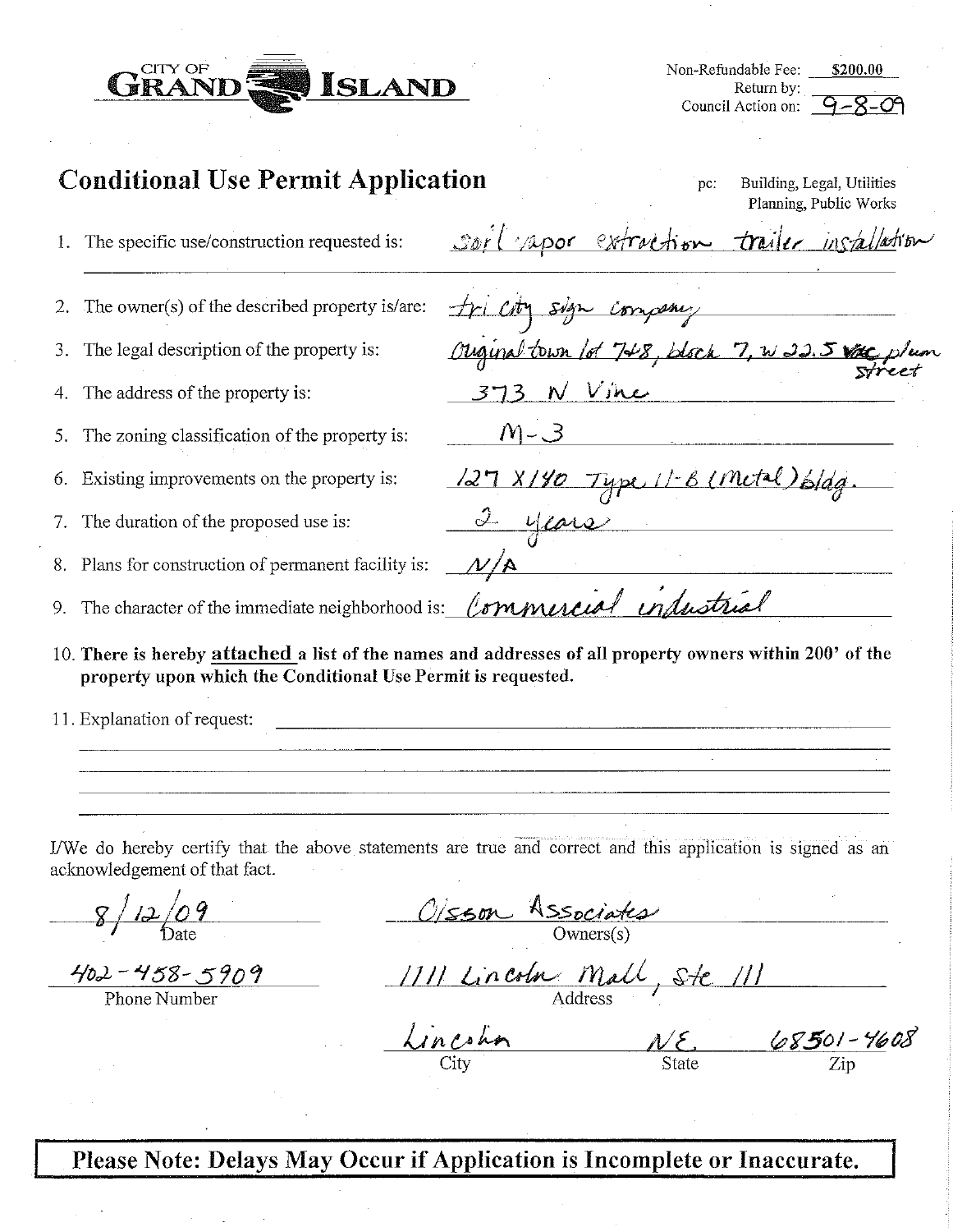CITY OF GRAND ISLAND

Non-Refundable Fee: $200.00
Return by:
Council Action on: 9-8-09

# Conditional Use Permit Application

pc: Building, Legal, Utilities, Planning, Public Works

1. The specific use/construction requested is: soil vapor extraction trailer installation
2. The owner(s) of the described property is/are: tri city sign company
3. The legal description of the property is: Original town lot 7+8, block 7, W 22.5 vac plum street
4. The address of the property is: 373 N Vine
5. The zoning classification of the property is: M-3
6. Existing improvements on the property is: 127 X 140 Type II-B (Metal) bldg.
7. The duration of the proposed use is: 2 years
8. Plans for construction of permanent facility is: N/A
9. The character of the immediate neighborhood is: Commercial industrial
10. **There is hereby attached a list of the names and addresses of all property owners within 200' of the property upon which the Conditional Use Permit is requested.**
11. Explanation of request:

I/We do hereby certify that the above statements are true and correct and this application is signed as an acknowledgement of that fact.

8/12/09
Date

402-458-5909
Phone Number

Olsson Associates
Owners(s)

1111 Lincoln Mall, Ste 111
Address

Lincoln | NE | 68501-4608
City | State | Zip

**Please Note: Delays May Occur if Application is Incomplete or Inaccurate.**